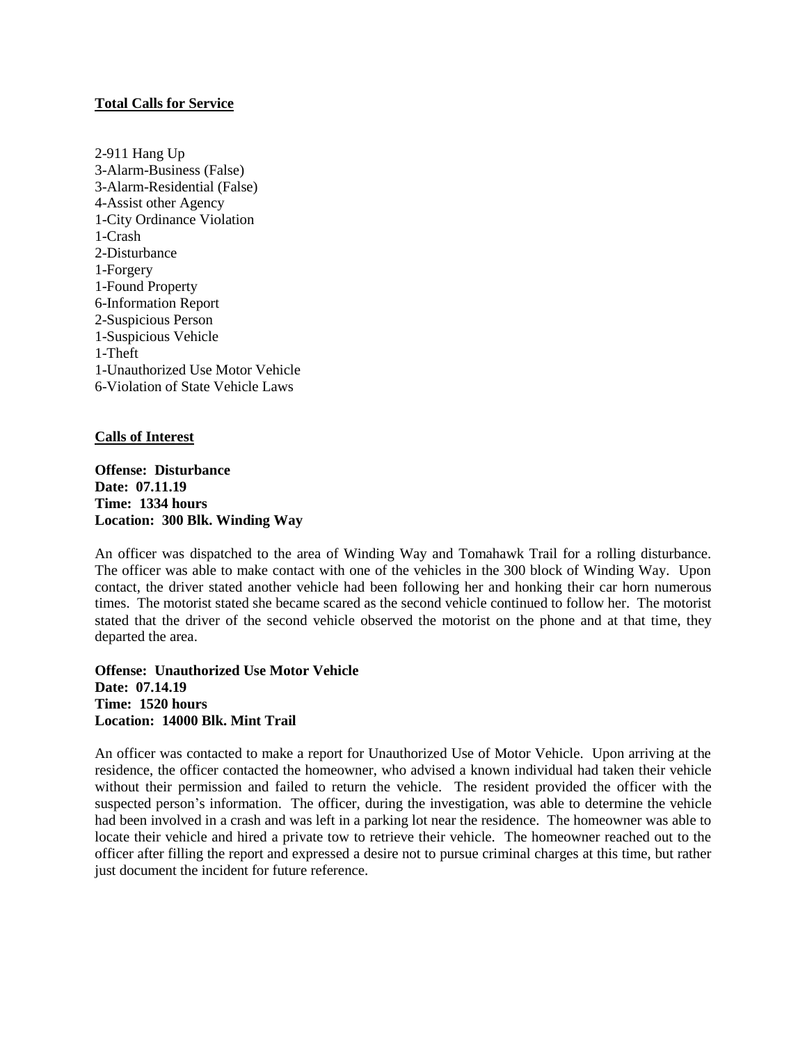**Total Calls for Service**

2-911 Hang Up
3-Alarm-Business (False)
3-Alarm-Residential (False)
4-Assist other Agency
1-City Ordinance Violation
1-Crash
2-Disturbance
1-Forgery
1-Found Property
6-Information Report
2-Suspicious Person
1-Suspicious Vehicle
1-Theft
1-Unauthorized Use Motor Vehicle
6-Violation of State Vehicle Laws

**Calls of Interest**

**Offense: Disturbance**
**Date: 07.11.19**
**Time: 1334 hours**
**Location: 300 Blk. Winding Way**

An officer was dispatched to the area of Winding Way and Tomahawk Trail for a rolling disturbance. The officer was able to make contact with one of the vehicles in the 300 block of Winding Way. Upon contact, the driver stated another vehicle had been following her and honking their car horn numerous times. The motorist stated she became scared as the second vehicle continued to follow her. The motorist stated that the driver of the second vehicle observed the motorist on the phone and at that time, they departed the area.

**Offense: Unauthorized Use Motor Vehicle**
**Date: 07.14.19**
**Time: 1520 hours**
**Location: 14000 Blk. Mint Trail**

An officer was contacted to make a report for Unauthorized Use of Motor Vehicle. Upon arriving at the residence, the officer contacted the homeowner, who advised a known individual had taken their vehicle without their permission and failed to return the vehicle. The resident provided the officer with the suspected person's information. The officer, during the investigation, was able to determine the vehicle had been involved in a crash and was left in a parking lot near the residence. The homeowner was able to locate their vehicle and hired a private tow to retrieve their vehicle. The homeowner reached out to the officer after filling the report and expressed a desire not to pursue criminal charges at this time, but rather just document the incident for future reference.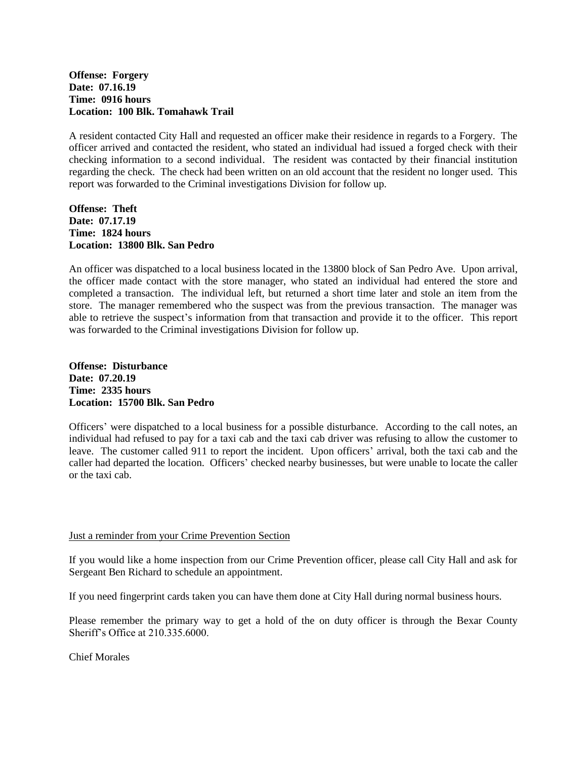**Offense: Forgery**
**Date: 07.16.19**
**Time: 0916 hours**
**Location: 100 Blk. Tomahawk Trail**

A resident contacted City Hall and requested an officer make their residence in regards to a Forgery. The officer arrived and contacted the resident, who stated an individual had issued a forged check with their checking information to a second individual. The resident was contacted by their financial institution regarding the check. The check had been written on an old account that the resident no longer used. This report was forwarded to the Criminal investigations Division for follow up.

**Offense: Theft**
**Date: 07.17.19**
**Time: 1824 hours**
**Location: 13800 Blk. San Pedro**

An officer was dispatched to a local business located in the 13800 block of San Pedro Ave. Upon arrival, the officer made contact with the store manager, who stated an individual had entered the store and completed a transaction. The individual left, but returned a short time later and stole an item from the store. The manager remembered who the suspect was from the previous transaction. The manager was able to retrieve the suspect's information from that transaction and provide it to the officer. This report was forwarded to the Criminal investigations Division for follow up.

**Offense: Disturbance**
**Date: 07.20.19**
**Time: 2335 hours**
**Location: 15700 Blk. San Pedro**

Officers' were dispatched to a local business for a possible disturbance. According to the call notes, an individual had refused to pay for a taxi cab and the taxi cab driver was refusing to allow the customer to leave. The customer called 911 to report the incident. Upon officers' arrival, both the taxi cab and the caller had departed the location. Officers' checked nearby businesses, but were unable to locate the caller or the taxi cab.

<u>Just a reminder from your Crime Prevention Section</u>

If you would like a home inspection from our Crime Prevention officer, please call City Hall and ask for Sergeant Ben Richard to schedule an appointment.

If you need fingerprint cards taken you can have them done at City Hall during normal business hours.

Please remember the primary way to get a hold of the on duty officer is through the Bexar County Sheriff's Office at 210.335.6000.

Chief Morales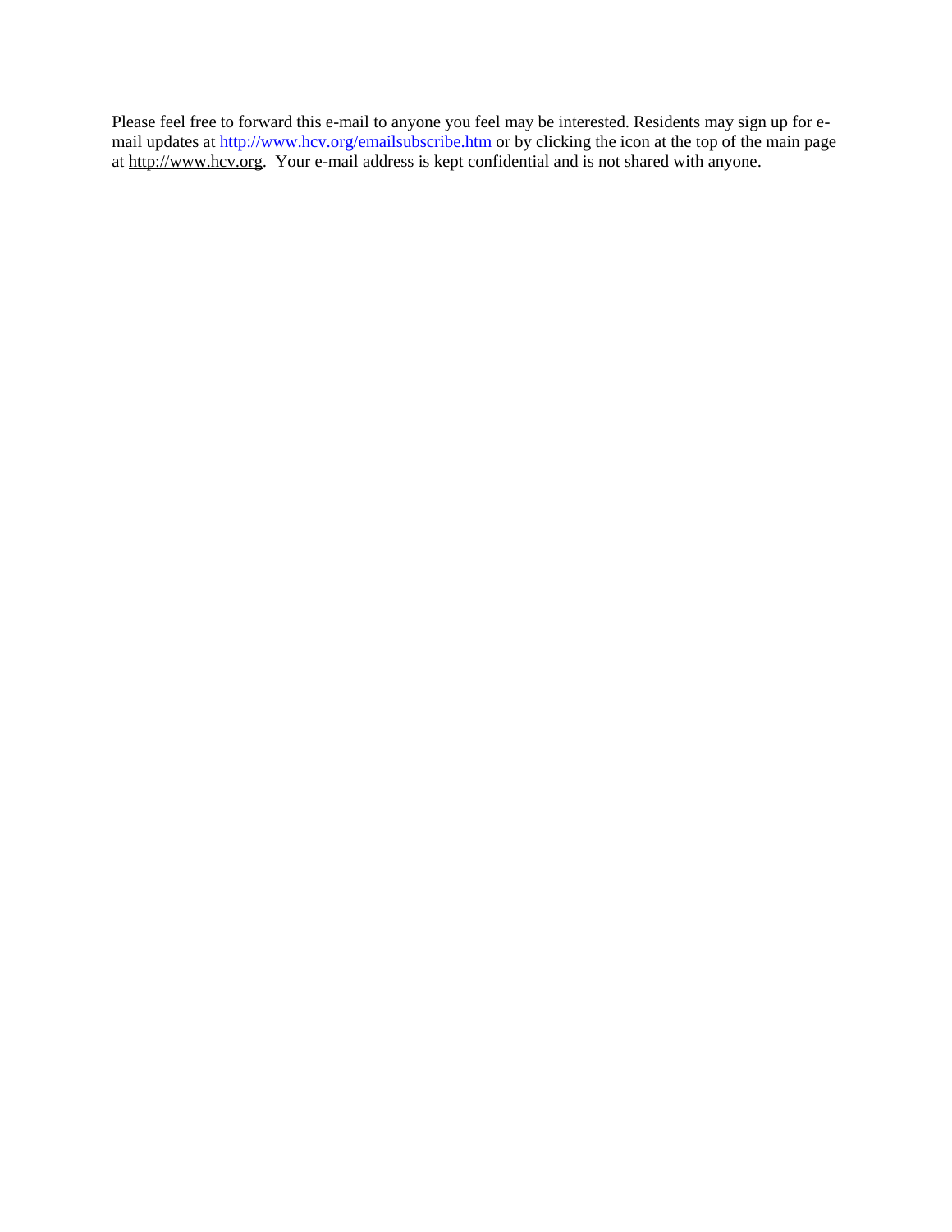Please feel free to forward this e-mail to anyone you feel may be interested. Residents may sign up for e-mail updates at http://www.hcv.org/emailsubscribe.htm or by clicking the icon at the top of the main page at http://www.hcv.org. Your e-mail address is kept confidential and is not shared with anyone.